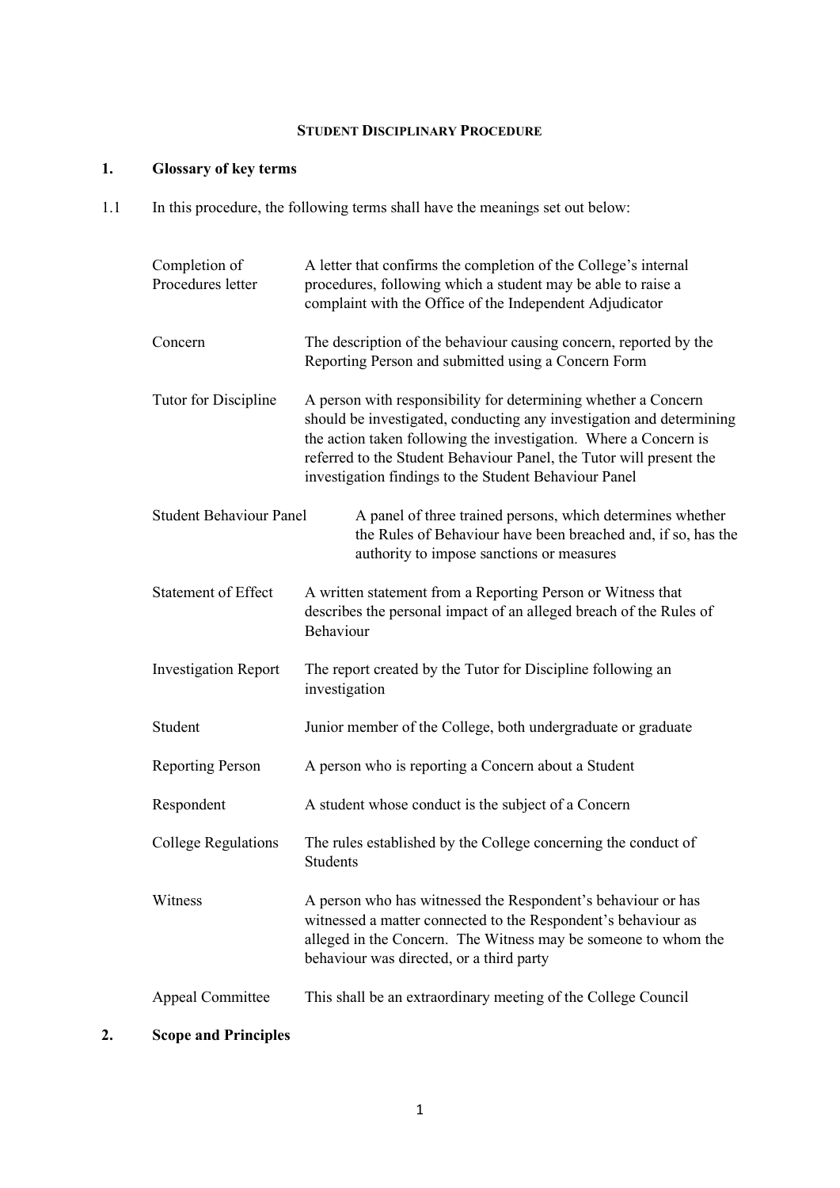**STUDENT DISCIPLINARY PROCEDURE**

## 1. Glossary of key terms

1.1 In this procedure, the following terms shall have the meanings set out below:

| Term | Meaning |
|---|---|
| Completion of Procedures letter | A letter that confirms the completion of the College's internal procedures, following which a student may be able to raise a complaint with the Office of the Independent Adjudicator |
| Concern | The description of the behaviour causing concern, reported by the Reporting Person and submitted using a Concern Form |
| Tutor for Discipline | A person with responsibility for determining whether a Concern should be investigated, conducting any investigation and determining the action taken following the investigation. Where a Concern is referred to the Student Behaviour Panel, the Tutor will present the investigation findings to the Student Behaviour Panel |
| Student Behaviour Panel | A panel of three trained persons, which determines whether the Rules of Behaviour have been breached and, if so, has the authority to impose sanctions or measures |
| Statement of Effect | A written statement from a Reporting Person or Witness that describes the personal impact of an alleged breach of the Rules of Behaviour |
| Investigation Report | The report created by the Tutor for Discipline following an investigation |
| Student | Junior member of the College, both undergraduate or graduate |
| Reporting Person | A person who is reporting a Concern about a Student |
| Respondent | A student whose conduct is the subject of a Concern |
| College Regulations | The rules established by the College concerning the conduct of Students |
| Witness | A person who has witnessed the Respondent's behaviour or has witnessed a matter connected to the Respondent's behaviour as alleged in the Concern. The Witness may be someone to whom the behaviour was directed, or a third party |
| Appeal Committee | This shall be an extraordinary meeting of the College Council |

## 2. Scope and Principles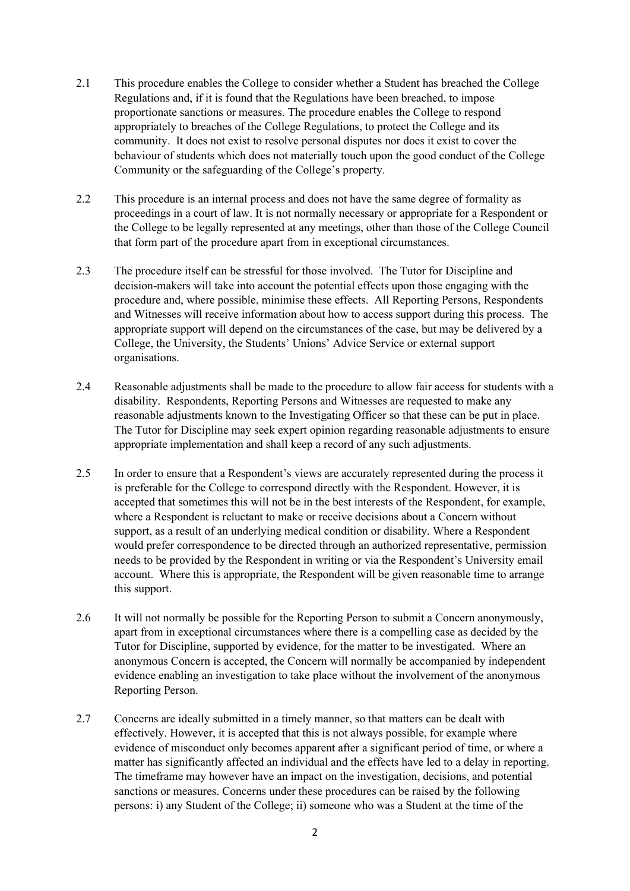2.1 This procedure enables the College to consider whether a Student has breached the College Regulations and, if it is found that the Regulations have been breached, to impose proportionate sanctions or measures. The procedure enables the College to respond appropriately to breaches of the College Regulations, to protect the College and its community. It does not exist to resolve personal disputes nor does it exist to cover the behaviour of students which does not materially touch upon the good conduct of the College Community or the safeguarding of the College's property.

2.2 This procedure is an internal process and does not have the same degree of formality as proceedings in a court of law. It is not normally necessary or appropriate for a Respondent or the College to be legally represented at any meetings, other than those of the College Council that form part of the procedure apart from in exceptional circumstances.

2.3 The procedure itself can be stressful for those involved. The Tutor for Discipline and decision-makers will take into account the potential effects upon those engaging with the procedure and, where possible, minimise these effects. All Reporting Persons, Respondents and Witnesses will receive information about how to access support during this process. The appropriate support will depend on the circumstances of the case, but may be delivered by a College, the University, the Students' Unions' Advice Service or external support organisations.

2.4 Reasonable adjustments shall be made to the procedure to allow fair access for students with a disability. Respondents, Reporting Persons and Witnesses are requested to make any reasonable adjustments known to the Investigating Officer so that these can be put in place. The Tutor for Discipline may seek expert opinion regarding reasonable adjustments to ensure appropriate implementation and shall keep a record of any such adjustments.

2.5 In order to ensure that a Respondent's views are accurately represented during the process it is preferable for the College to correspond directly with the Respondent. However, it is accepted that sometimes this will not be in the best interests of the Respondent, for example, where a Respondent is reluctant to make or receive decisions about a Concern without support, as a result of an underlying medical condition or disability. Where a Respondent would prefer correspondence to be directed through an authorized representative, permission needs to be provided by the Respondent in writing or via the Respondent's University email account. Where this is appropriate, the Respondent will be given reasonable time to arrange this support.

2.6 It will not normally be possible for the Reporting Person to submit a Concern anonymously, apart from in exceptional circumstances where there is a compelling case as decided by the Tutor for Discipline, supported by evidence, for the matter to be investigated. Where an anonymous Concern is accepted, the Concern will normally be accompanied by independent evidence enabling an investigation to take place without the involvement of the anonymous Reporting Person.

2.7 Concerns are ideally submitted in a timely manner, so that matters can be dealt with effectively. However, it is accepted that this is not always possible, for example where evidence of misconduct only becomes apparent after a significant period of time, or where a matter has significantly affected an individual and the effects have led to a delay in reporting. The timeframe may however have an impact on the investigation, decisions, and potential sanctions or measures. Concerns under these procedures can be raised by the following persons: i) any Student of the College; ii) someone who was a Student at the time of the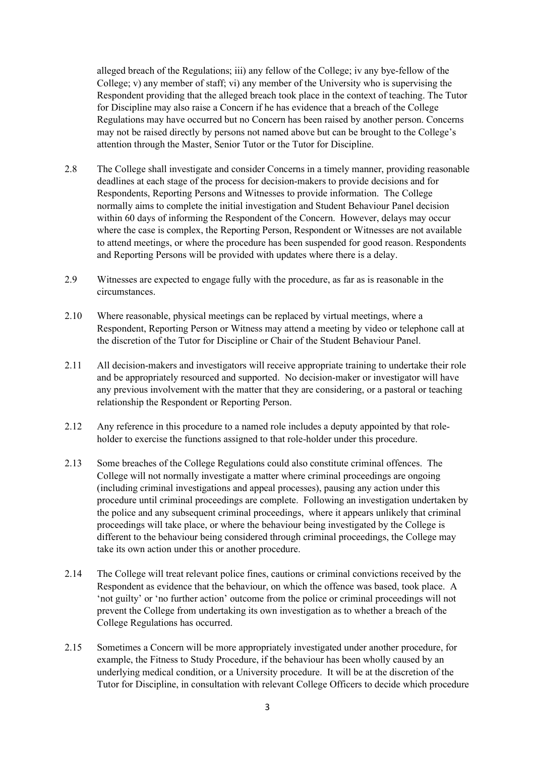alleged breach of the Regulations; iii) any fellow of the College; iv any bye-fellow of the College; v) any member of staff; vi) any member of the University who is supervising the Respondent providing that the alleged breach took place in the context of teaching. The Tutor for Discipline may also raise a Concern if he has evidence that a breach of the College Regulations may have occurred but no Concern has been raised by another person. Concerns may not be raised directly by persons not named above but can be brought to the College's attention through the Master, Senior Tutor or the Tutor for Discipline.

2.8 The College shall investigate and consider Concerns in a timely manner, providing reasonable deadlines at each stage of the process for decision-makers to provide decisions and for Respondents, Reporting Persons and Witnesses to provide information. The College normally aims to complete the initial investigation and Student Behaviour Panel decision within 60 days of informing the Respondent of the Concern. However, delays may occur where the case is complex, the Reporting Person, Respondent or Witnesses are not available to attend meetings, or where the procedure has been suspended for good reason. Respondents and Reporting Persons will be provided with updates where there is a delay.

2.9 Witnesses are expected to engage fully with the procedure, as far as is reasonable in the circumstances.

2.10 Where reasonable, physical meetings can be replaced by virtual meetings, where a Respondent, Reporting Person or Witness may attend a meeting by video or telephone call at the discretion of the Tutor for Discipline or Chair of the Student Behaviour Panel.

2.11 All decision-makers and investigators will receive appropriate training to undertake their role and be appropriately resourced and supported. No decision-maker or investigator will have any previous involvement with the matter that they are considering, or a pastoral or teaching relationship the Respondent or Reporting Person.

2.12 Any reference in this procedure to a named role includes a deputy appointed by that role-holder to exercise the functions assigned to that role-holder under this procedure.

2.13 Some breaches of the College Regulations could also constitute criminal offences. The College will not normally investigate a matter where criminal proceedings are ongoing (including criminal investigations and appeal processes), pausing any action under this procedure until criminal proceedings are complete. Following an investigation undertaken by the police and any subsequent criminal proceedings, where it appears unlikely that criminal proceedings will take place, or where the behaviour being investigated by the College is different to the behaviour being considered through criminal proceedings, the College may take its own action under this or another procedure.

2.14 The College will treat relevant police fines, cautions or criminal convictions received by the Respondent as evidence that the behaviour, on which the offence was based, took place. A 'not guilty' or 'no further action' outcome from the police or criminal proceedings will not prevent the College from undertaking its own investigation as to whether a breach of the College Regulations has occurred.

2.15 Sometimes a Concern will be more appropriately investigated under another procedure, for example, the Fitness to Study Procedure, if the behaviour has been wholly caused by an underlying medical condition, or a University procedure. It will be at the discretion of the Tutor for Discipline, in consultation with relevant College Officers to decide which procedure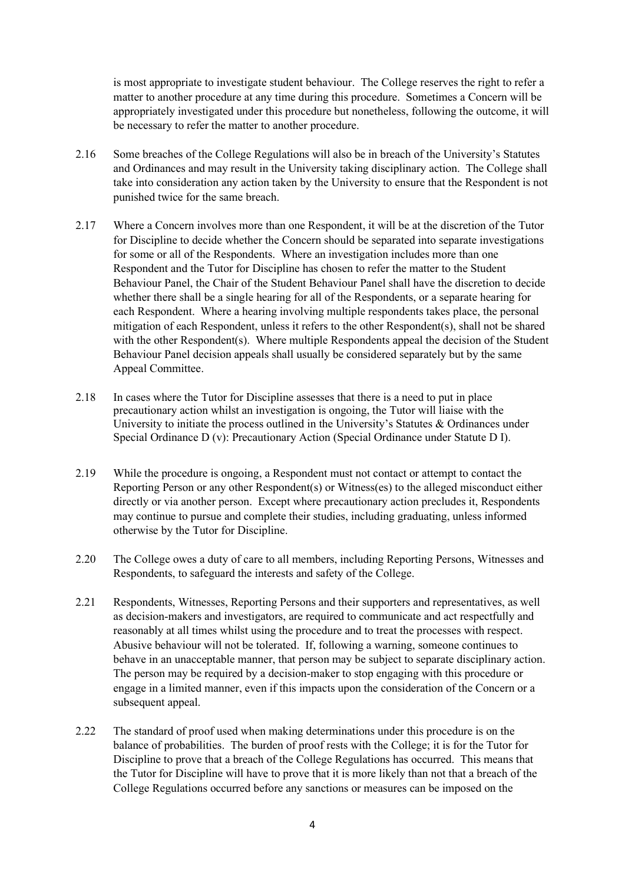is most appropriate to investigate student behaviour. The College reserves the right to refer a matter to another procedure at any time during this procedure. Sometimes a Concern will be appropriately investigated under this procedure but nonetheless, following the outcome, it will be necessary to refer the matter to another procedure.

2.16 Some breaches of the College Regulations will also be in breach of the University's Statutes and Ordinances and may result in the University taking disciplinary action. The College shall take into consideration any action taken by the University to ensure that the Respondent is not punished twice for the same breach.

2.17 Where a Concern involves more than one Respondent, it will be at the discretion of the Tutor for Discipline to decide whether the Concern should be separated into separate investigations for some or all of the Respondents. Where an investigation includes more than one Respondent and the Tutor for Discipline has chosen to refer the matter to the Student Behaviour Panel, the Chair of the Student Behaviour Panel shall have the discretion to decide whether there shall be a single hearing for all of the Respondents, or a separate hearing for each Respondent. Where a hearing involving multiple respondents takes place, the personal mitigation of each Respondent, unless it refers to the other Respondent(s), shall not be shared with the other Respondent(s). Where multiple Respondents appeal the decision of the Student Behaviour Panel decision appeals shall usually be considered separately but by the same Appeal Committee.

2.18 In cases where the Tutor for Discipline assesses that there is a need to put in place precautionary action whilst an investigation is ongoing, the Tutor will liaise with the University to initiate the process outlined in the University's Statutes & Ordinances under Special Ordinance D (v): Precautionary Action (Special Ordinance under Statute D I).

2.19 While the procedure is ongoing, a Respondent must not contact or attempt to contact the Reporting Person or any other Respondent(s) or Witness(es) to the alleged misconduct either directly or via another person. Except where precautionary action precludes it, Respondents may continue to pursue and complete their studies, including graduating, unless informed otherwise by the Tutor for Discipline.

2.20 The College owes a duty of care to all members, including Reporting Persons, Witnesses and Respondents, to safeguard the interests and safety of the College.

2.21 Respondents, Witnesses, Reporting Persons and their supporters and representatives, as well as decision-makers and investigators, are required to communicate and act respectfully and reasonably at all times whilst using the procedure and to treat the processes with respect. Abusive behaviour will not be tolerated. If, following a warning, someone continues to behave in an unacceptable manner, that person may be subject to separate disciplinary action. The person may be required by a decision-maker to stop engaging with this procedure or engage in a limited manner, even if this impacts upon the consideration of the Concern or a subsequent appeal.

2.22 The standard of proof used when making determinations under this procedure is on the balance of probabilities. The burden of proof rests with the College; it is for the Tutor for Discipline to prove that a breach of the College Regulations has occurred. This means that the Tutor for Discipline will have to prove that it is more likely than not that a breach of the College Regulations occurred before any sanctions or measures can be imposed on the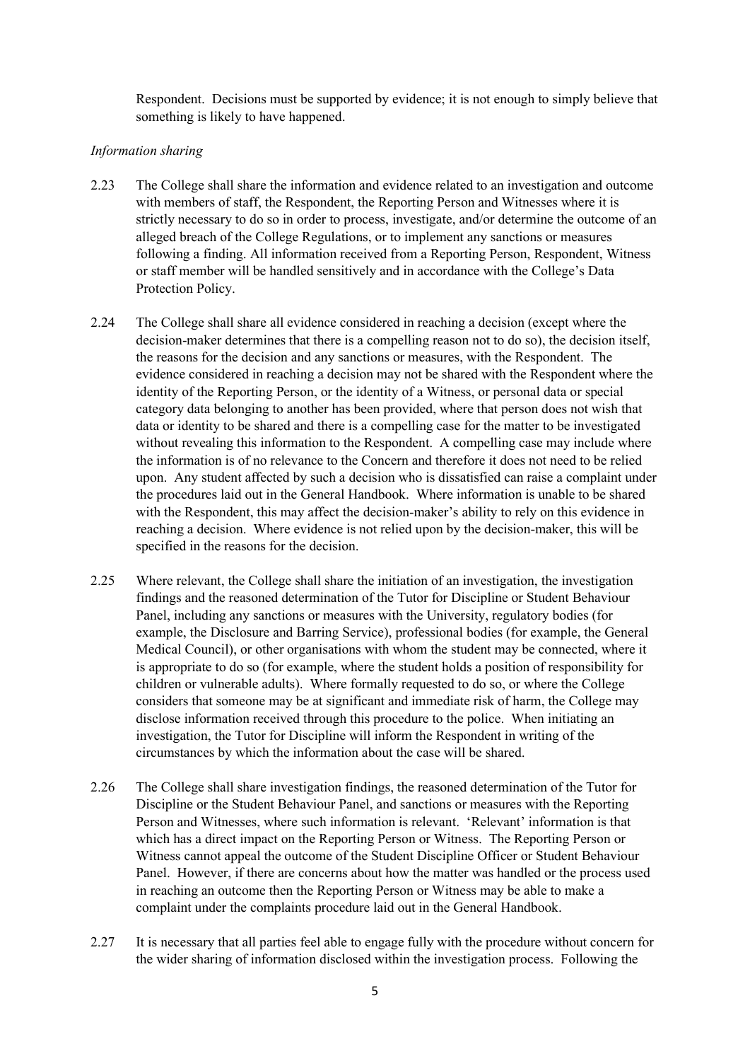Respondent. Decisions must be supported by evidence; it is not enough to simply believe that something is likely to have happened.

*Information sharing*

2.23 The College shall share the information and evidence related to an investigation and outcome with members of staff, the Respondent, the Reporting Person and Witnesses where it is strictly necessary to do so in order to process, investigate, and/or determine the outcome of an alleged breach of the College Regulations, or to implement any sanctions or measures following a finding. All information received from a Reporting Person, Respondent, Witness or staff member will be handled sensitively and in accordance with the College's Data Protection Policy.

2.24 The College shall share all evidence considered in reaching a decision (except where the decision-maker determines that there is a compelling reason not to do so), the decision itself, the reasons for the decision and any sanctions or measures, with the Respondent. The evidence considered in reaching a decision may not be shared with the Respondent where the identity of the Reporting Person, or the identity of a Witness, or personal data or special category data belonging to another has been provided, where that person does not wish that data or identity to be shared and there is a compelling case for the matter to be investigated without revealing this information to the Respondent. A compelling case may include where the information is of no relevance to the Concern and therefore it does not need to be relied upon. Any student affected by such a decision who is dissatisfied can raise a complaint under the procedures laid out in the General Handbook. Where information is unable to be shared with the Respondent, this may affect the decision-maker's ability to rely on this evidence in reaching a decision. Where evidence is not relied upon by the decision-maker, this will be specified in the reasons for the decision.

2.25 Where relevant, the College shall share the initiation of an investigation, the investigation findings and the reasoned determination of the Tutor for Discipline or Student Behaviour Panel, including any sanctions or measures with the University, regulatory bodies (for example, the Disclosure and Barring Service), professional bodies (for example, the General Medical Council), or other organisations with whom the student may be connected, where it is appropriate to do so (for example, where the student holds a position of responsibility for children or vulnerable adults). Where formally requested to do so, or where the College considers that someone may be at significant and immediate risk of harm, the College may disclose information received through this procedure to the police. When initiating an investigation, the Tutor for Discipline will inform the Respondent in writing of the circumstances by which the information about the case will be shared.

2.26 The College shall share investigation findings, the reasoned determination of the Tutor for Discipline or the Student Behaviour Panel, and sanctions or measures with the Reporting Person and Witnesses, where such information is relevant. 'Relevant' information is that which has a direct impact on the Reporting Person or Witness. The Reporting Person or Witness cannot appeal the outcome of the Student Discipline Officer or Student Behaviour Panel. However, if there are concerns about how the matter was handled or the process used in reaching an outcome then the Reporting Person or Witness may be able to make a complaint under the complaints procedure laid out in the General Handbook.

2.27 It is necessary that all parties feel able to engage fully with the procedure without concern for the wider sharing of information disclosed within the investigation process. Following the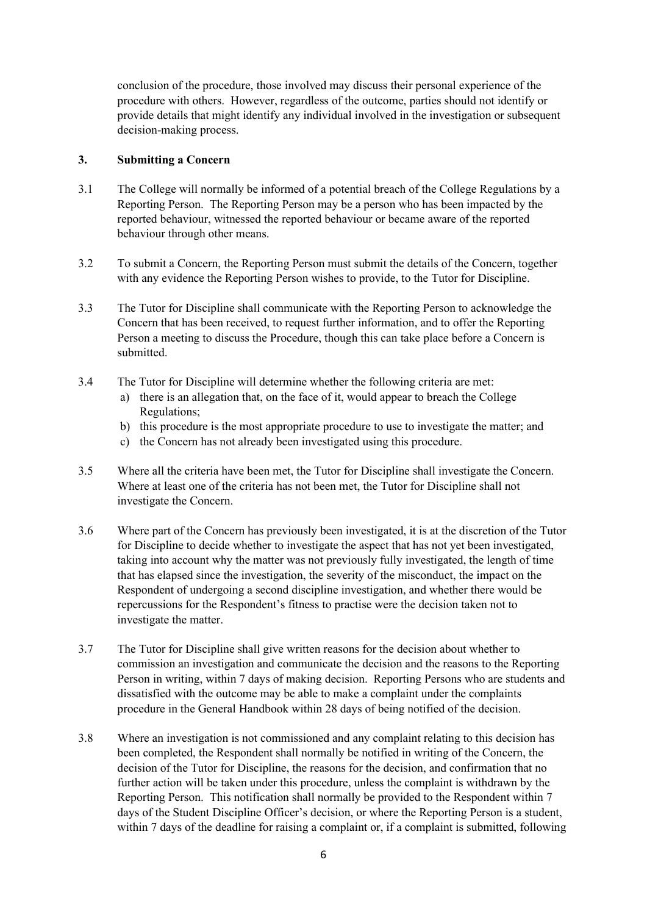conclusion of the procedure, those involved may discuss their personal experience of the procedure with others. However, regardless of the outcome, parties should not identify or provide details that might identify any individual involved in the investigation or subsequent decision-making process.

## 3. Submitting a Concern

3.1 The College will normally be informed of a potential breach of the College Regulations by a Reporting Person. The Reporting Person may be a person who has been impacted by the reported behaviour, witnessed the reported behaviour or became aware of the reported behaviour through other means.

3.2 To submit a Concern, the Reporting Person must submit the details of the Concern, together with any evidence the Reporting Person wishes to provide, to the Tutor for Discipline.

3.3 The Tutor for Discipline shall communicate with the Reporting Person to acknowledge the Concern that has been received, to request further information, and to offer the Reporting Person a meeting to discuss the Procedure, though this can take place before a Concern is submitted.

3.4 The Tutor for Discipline will determine whether the following criteria are met:

a) there is an allegation that, on the face of it, would appear to breach the College Regulations;
b) this procedure is the most appropriate procedure to use to investigate the matter; and
c) the Concern has not already been investigated using this procedure.

3.5 Where all the criteria have been met, the Tutor for Discipline shall investigate the Concern. Where at least one of the criteria has not been met, the Tutor for Discipline shall not investigate the Concern.

3.6 Where part of the Concern has previously been investigated, it is at the discretion of the Tutor for Discipline to decide whether to investigate the aspect that has not yet been investigated, taking into account why the matter was not previously fully investigated, the length of time that has elapsed since the investigation, the severity of the misconduct, the impact on the Respondent of undergoing a second discipline investigation, and whether there would be repercussions for the Respondent's fitness to practise were the decision taken not to investigate the matter.

3.7 The Tutor for Discipline shall give written reasons for the decision about whether to commission an investigation and communicate the decision and the reasons to the Reporting Person in writing, within 7 days of making decision. Reporting Persons who are students and dissatisfied with the outcome may be able to make a complaint under the complaints procedure in the General Handbook within 28 days of being notified of the decision.

3.8 Where an investigation is not commissioned and any complaint relating to this decision has been completed, the Respondent shall normally be notified in writing of the Concern, the decision of the Tutor for Discipline, the reasons for the decision, and confirmation that no further action will be taken under this procedure, unless the complaint is withdrawn by the Reporting Person. This notification shall normally be provided to the Respondent within 7 days of the Student Discipline Officer's decision, or where the Reporting Person is a student, within 7 days of the deadline for raising a complaint or, if a complaint is submitted, following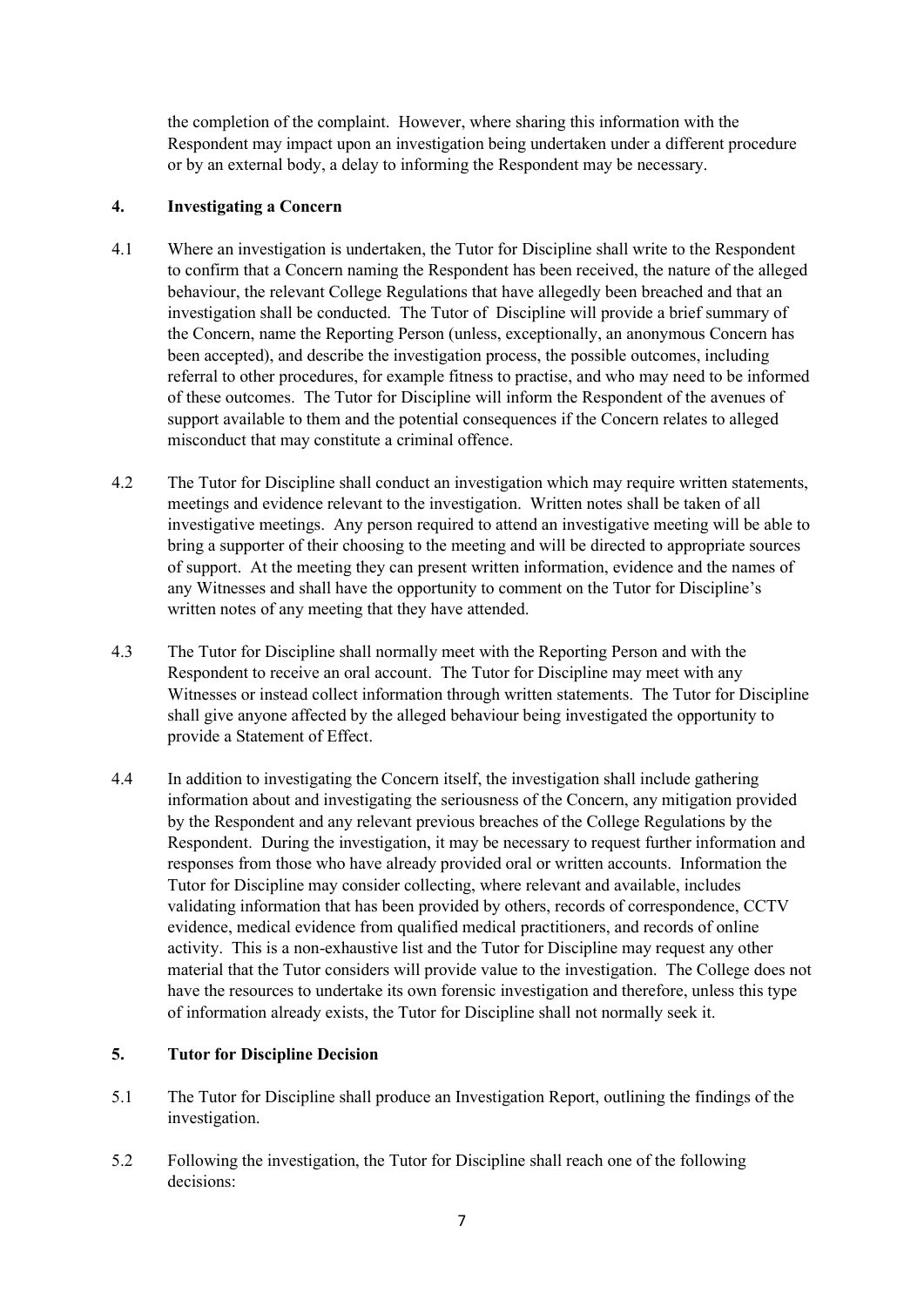the completion of the complaint. However, where sharing this information with the Respondent may impact upon an investigation being undertaken under a different procedure or by an external body, a delay to informing the Respondent may be necessary.

## 4. Investigating a Concern

4.1 Where an investigation is undertaken, the Tutor for Discipline shall write to the Respondent to confirm that a Concern naming the Respondent has been received, the nature of the alleged behaviour, the relevant College Regulations that have allegedly been breached and that an investigation shall be conducted. The Tutor of Discipline will provide a brief summary of the Concern, name the Reporting Person (unless, exceptionally, an anonymous Concern has been accepted), and describe the investigation process, the possible outcomes, including referral to other procedures, for example fitness to practise, and who may need to be informed of these outcomes. The Tutor for Discipline will inform the Respondent of the avenues of support available to them and the potential consequences if the Concern relates to alleged misconduct that may constitute a criminal offence.

4.2 The Tutor for Discipline shall conduct an investigation which may require written statements, meetings and evidence relevant to the investigation. Written notes shall be taken of all investigative meetings. Any person required to attend an investigative meeting will be able to bring a supporter of their choosing to the meeting and will be directed to appropriate sources of support. At the meeting they can present written information, evidence and the names of any Witnesses and shall have the opportunity to comment on the Tutor for Discipline's written notes of any meeting that they have attended.

4.3 The Tutor for Discipline shall normally meet with the Reporting Person and with the Respondent to receive an oral account. The Tutor for Discipline may meet with any Witnesses or instead collect information through written statements. The Tutor for Discipline shall give anyone affected by the alleged behaviour being investigated the opportunity to provide a Statement of Effect.

4.4 In addition to investigating the Concern itself, the investigation shall include gathering information about and investigating the seriousness of the Concern, any mitigation provided by the Respondent and any relevant previous breaches of the College Regulations by the Respondent. During the investigation, it may be necessary to request further information and responses from those who have already provided oral or written accounts. Information the Tutor for Discipline may consider collecting, where relevant and available, includes validating information that has been provided by others, records of correspondence, CCTV evidence, medical evidence from qualified medical practitioners, and records of online activity. This is a non-exhaustive list and the Tutor for Discipline may request any other material that the Tutor considers will provide value to the investigation. The College does not have the resources to undertake its own forensic investigation and therefore, unless this type of information already exists, the Tutor for Discipline shall not normally seek it.

## 5. Tutor for Discipline Decision

5.1 The Tutor for Discipline shall produce an Investigation Report, outlining the findings of the investigation.

5.2 Following the investigation, the Tutor for Discipline shall reach one of the following decisions: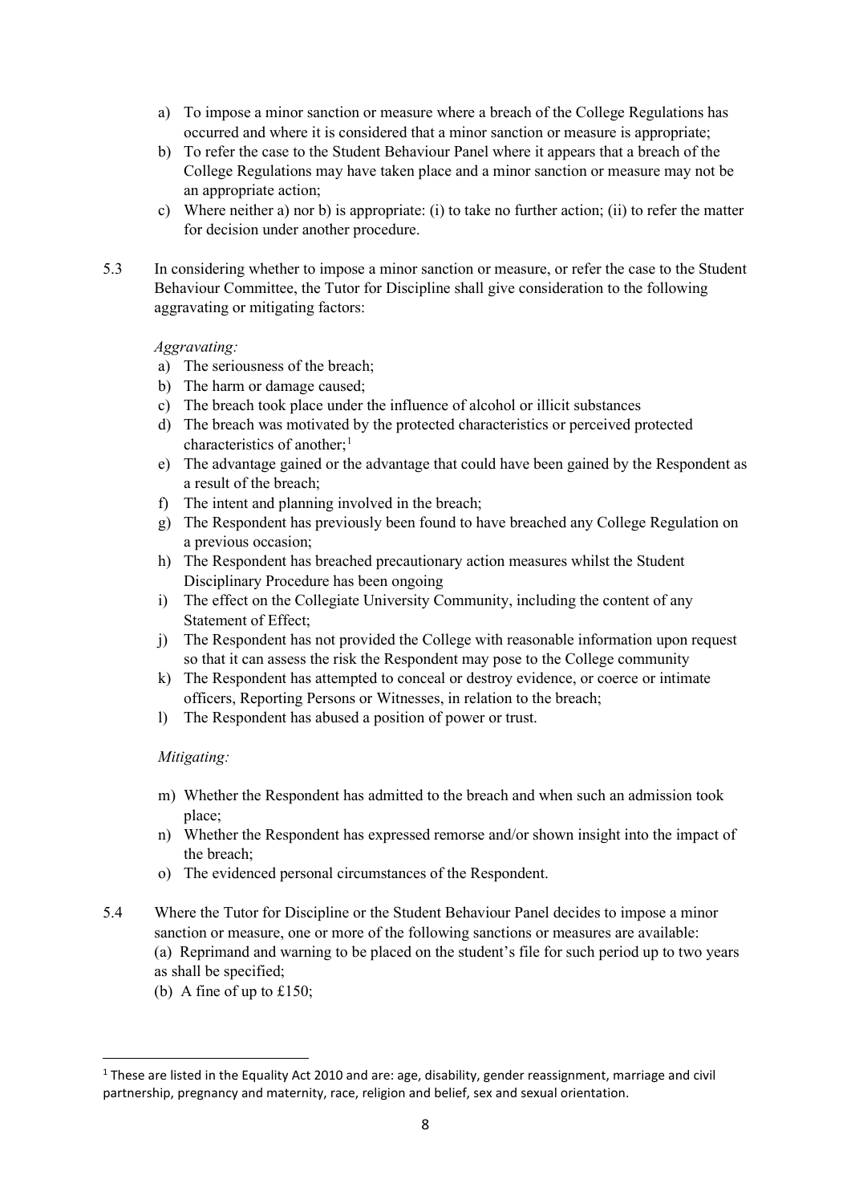a) To impose a minor sanction or measure where a breach of the College Regulations has occurred and where it is considered that a minor sanction or measure is appropriate;
b) To refer the case to the Student Behaviour Panel where it appears that a breach of the College Regulations may have taken place and a minor sanction or measure may not be an appropriate action;
c) Where neither a) nor b) is appropriate: (i) to take no further action; (ii) to refer the matter for decision under another procedure.

5.3 In considering whether to impose a minor sanction or measure, or refer the case to the Student Behaviour Committee, the Tutor for Discipline shall give consideration to the following aggravating or mitigating factors:

*Aggravating:*

a) The seriousness of the breach;
b) The harm or damage caused;
c) The breach took place under the influence of alcohol or illicit substances
d) The breach was motivated by the protected characteristics or perceived protected characteristics of another;[1]
e) The advantage gained or the advantage that could have been gained by the Respondent as a result of the breach;
f) The intent and planning involved in the breach;
g) The Respondent has previously been found to have breached any College Regulation on a previous occasion;
h) The Respondent has breached precautionary action measures whilst the Student Disciplinary Procedure has been ongoing
i) The effect on the Collegiate University Community, including the content of any Statement of Effect;
j) The Respondent has not provided the College with reasonable information upon request so that it can assess the risk the Respondent may pose to the College community
k) The Respondent has attempted to conceal or destroy evidence, or coerce or intimate officers, Reporting Persons or Witnesses, in relation to the breach;
l) The Respondent has abused a position of power or trust.

*Mitigating:*

m) Whether the Respondent has admitted to the breach and when such an admission took place;
n) Whether the Respondent has expressed remorse and/or shown insight into the impact of the breach;
o) The evidenced personal circumstances of the Respondent.

5.4 Where the Tutor for Discipline or the Student Behaviour Panel decides to impose a minor sanction or measure, one or more of the following sanctions or measures are available:
(a) Reprimand and warning to be placed on the student's file for such period up to two years as shall be specified;
(b) A fine of up to £150;

[1] These are listed in the Equality Act 2010 and are: age, disability, gender reassignment, marriage and civil partnership, pregnancy and maternity, race, religion and belief, sex and sexual orientation.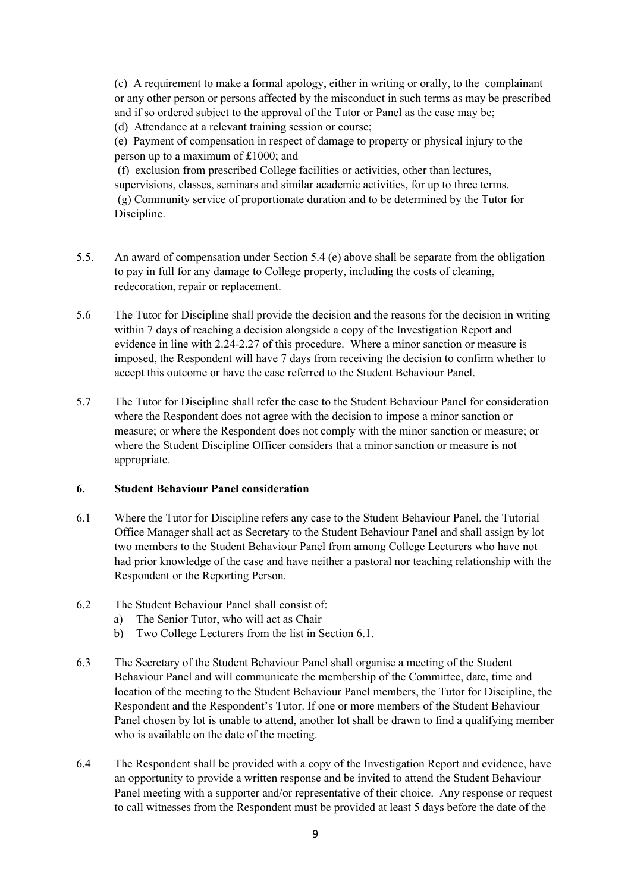(c) A requirement to make a formal apology, either in writing or orally, to the complainant or any other person or persons affected by the misconduct in such terms as may be prescribed and if so ordered subject to the approval of the Tutor or Panel as the case may be;

(d) Attendance at a relevant training session or course;

(e) Payment of compensation in respect of damage to property or physical injury to the person up to a maximum of £1000; and

(f) exclusion from prescribed College facilities or activities, other than lectures, supervisions, classes, seminars and similar academic activities, for up to three terms.

(g) Community service of proportionate duration and to be determined by the Tutor for Discipline.

5.5. An award of compensation under Section 5.4 (e) above shall be separate from the obligation to pay in full for any damage to College property, including the costs of cleaning, redecoration, repair or replacement.

5.6 The Tutor for Discipline shall provide the decision and the reasons for the decision in writing within 7 days of reaching a decision alongside a copy of the Investigation Report and evidence in line with 2.24-2.27 of this procedure. Where a minor sanction or measure is imposed, the Respondent will have 7 days from receiving the decision to confirm whether to accept this outcome or have the case referred to the Student Behaviour Panel.

5.7 The Tutor for Discipline shall refer the case to the Student Behaviour Panel for consideration where the Respondent does not agree with the decision to impose a minor sanction or measure; or where the Respondent does not comply with the minor sanction or measure; or where the Student Discipline Officer considers that a minor sanction or measure is not appropriate.

## 6. Student Behaviour Panel consideration

6.1 Where the Tutor for Discipline refers any case to the Student Behaviour Panel, the Tutorial Office Manager shall act as Secretary to the Student Behaviour Panel and shall assign by lot two members to the Student Behaviour Panel from among College Lecturers who have not had prior knowledge of the case and have neither a pastoral nor teaching relationship with the Respondent or the Reporting Person.

6.2 The Student Behaviour Panel shall consist of:

a) The Senior Tutor, who will act as Chair
b) Two College Lecturers from the list in Section 6.1.

6.3 The Secretary of the Student Behaviour Panel shall organise a meeting of the Student Behaviour Panel and will communicate the membership of the Committee, date, time and location of the meeting to the Student Behaviour Panel members, the Tutor for Discipline, the Respondent and the Respondent's Tutor. If one or more members of the Student Behaviour Panel chosen by lot is unable to attend, another lot shall be drawn to find a qualifying member who is available on the date of the meeting.

6.4 The Respondent shall be provided with a copy of the Investigation Report and evidence, have an opportunity to provide a written response and be invited to attend the Student Behaviour Panel meeting with a supporter and/or representative of their choice. Any response or request to call witnesses from the Respondent must be provided at least 5 days before the date of the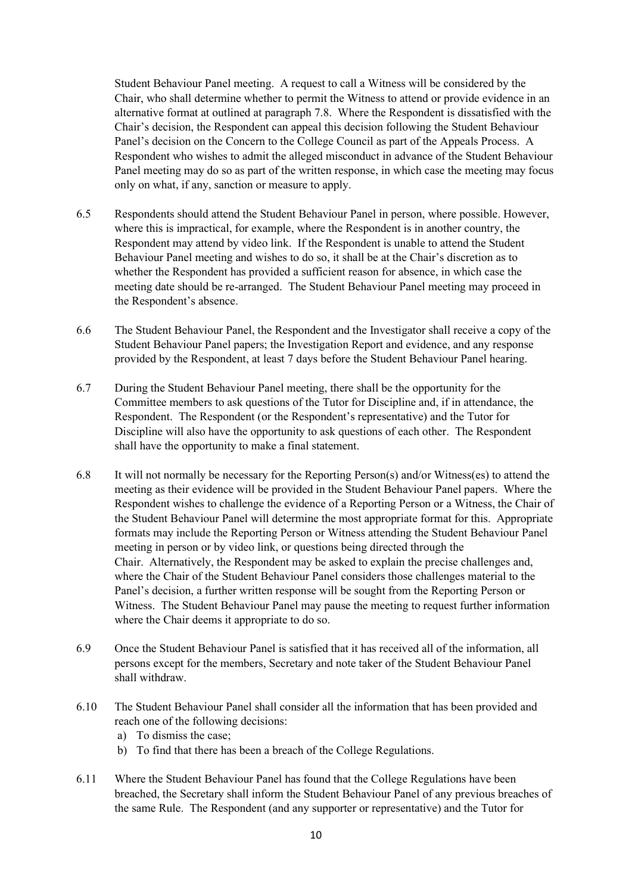Student Behaviour Panel meeting. A request to call a Witness will be considered by the Chair, who shall determine whether to permit the Witness to attend or provide evidence in an alternative format at outlined at paragraph 7.8. Where the Respondent is dissatisfied with the Chair's decision, the Respondent can appeal this decision following the Student Behaviour Panel's decision on the Concern to the College Council as part of the Appeals Process. A Respondent who wishes to admit the alleged misconduct in advance of the Student Behaviour Panel meeting may do so as part of the written response, in which case the meeting may focus only on what, if any, sanction or measure to apply.

6.5 Respondents should attend the Student Behaviour Panel in person, where possible. However, where this is impractical, for example, where the Respondent is in another country, the Respondent may attend by video link. If the Respondent is unable to attend the Student Behaviour Panel meeting and wishes to do so, it shall be at the Chair's discretion as to whether the Respondent has provided a sufficient reason for absence, in which case the meeting date should be re-arranged. The Student Behaviour Panel meeting may proceed in the Respondent's absence.

6.6 The Student Behaviour Panel, the Respondent and the Investigator shall receive a copy of the Student Behaviour Panel papers; the Investigation Report and evidence, and any response provided by the Respondent, at least 7 days before the Student Behaviour Panel hearing.

6.7 During the Student Behaviour Panel meeting, there shall be the opportunity for the Committee members to ask questions of the Tutor for Discipline and, if in attendance, the Respondent. The Respondent (or the Respondent's representative) and the Tutor for Discipline will also have the opportunity to ask questions of each other. The Respondent shall have the opportunity to make a final statement.

6.8 It will not normally be necessary for the Reporting Person(s) and/or Witness(es) to attend the meeting as their evidence will be provided in the Student Behaviour Panel papers. Where the Respondent wishes to challenge the evidence of a Reporting Person or a Witness, the Chair of the Student Behaviour Panel will determine the most appropriate format for this. Appropriate formats may include the Reporting Person or Witness attending the Student Behaviour Panel meeting in person or by video link, or questions being directed through the Chair. Alternatively, the Respondent may be asked to explain the precise challenges and, where the Chair of the Student Behaviour Panel considers those challenges material to the Panel's decision, a further written response will be sought from the Reporting Person or Witness. The Student Behaviour Panel may pause the meeting to request further information where the Chair deems it appropriate to do so.

6.9 Once the Student Behaviour Panel is satisfied that it has received all of the information, all persons except for the members, Secretary and note taker of the Student Behaviour Panel shall withdraw.

6.10 The Student Behaviour Panel shall consider all the information that has been provided and reach one of the following decisions:

a) To dismiss the case;
b) To find that there has been a breach of the College Regulations.

6.11 Where the Student Behaviour Panel has found that the College Regulations have been breached, the Secretary shall inform the Student Behaviour Panel of any previous breaches of the same Rule. The Respondent (and any supporter or representative) and the Tutor for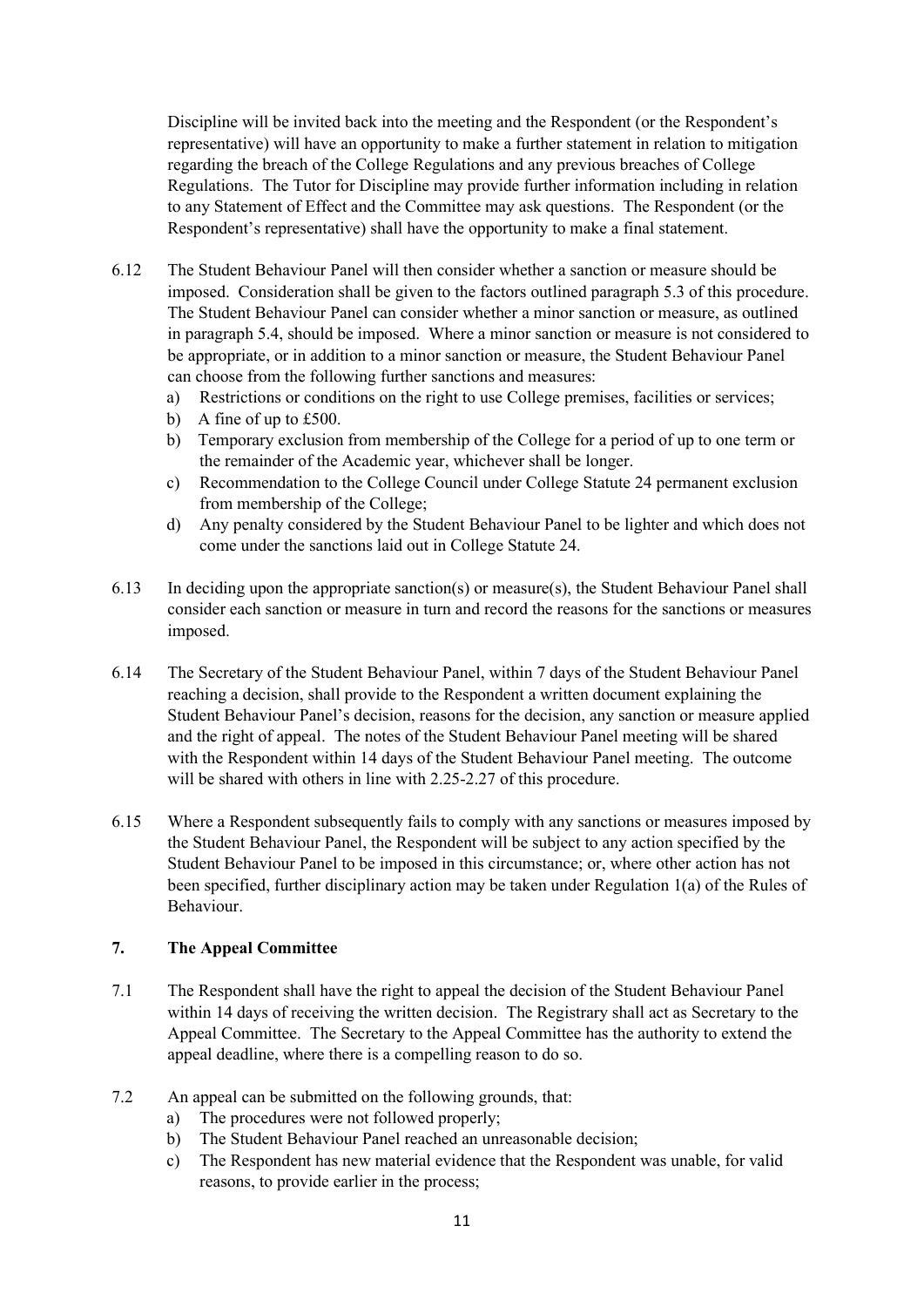Discipline will be invited back into the meeting and the Respondent (or the Respondent's representative) will have an opportunity to make a further statement in relation to mitigation regarding the breach of the College Regulations and any previous breaches of College Regulations. The Tutor for Discipline may provide further information including in relation to any Statement of Effect and the Committee may ask questions. The Respondent (or the Respondent's representative) shall have the opportunity to make a final statement.

6.12 The Student Behaviour Panel will then consider whether a sanction or measure should be imposed. Consideration shall be given to the factors outlined paragraph 5.3 of this procedure. The Student Behaviour Panel can consider whether a minor sanction or measure, as outlined in paragraph 5.4, should be imposed. Where a minor sanction or measure is not considered to be appropriate, or in addition to a minor sanction or measure, the Student Behaviour Panel can choose from the following further sanctions and measures:

a) Restrictions or conditions on the right to use College premises, facilities or services;
b) A fine of up to £500.
b) Temporary exclusion from membership of the College for a period of up to one term or the remainder of the Academic year, whichever shall be longer.
c) Recommendation to the College Council under College Statute 24 permanent exclusion from membership of the College;
d) Any penalty considered by the Student Behaviour Panel to be lighter and which does not come under the sanctions laid out in College Statute 24.

6.13 In deciding upon the appropriate sanction(s) or measure(s), the Student Behaviour Panel shall consider each sanction or measure in turn and record the reasons for the sanctions or measures imposed.

6.14 The Secretary of the Student Behaviour Panel, within 7 days of the Student Behaviour Panel reaching a decision, shall provide to the Respondent a written document explaining the Student Behaviour Panel's decision, reasons for the decision, any sanction or measure applied and the right of appeal. The notes of the Student Behaviour Panel meeting will be shared with the Respondent within 14 days of the Student Behaviour Panel meeting. The outcome will be shared with others in line with 2.25-2.27 of this procedure.

6.15 Where a Respondent subsequently fails to comply with any sanctions or measures imposed by the Student Behaviour Panel, the Respondent will be subject to any action specified by the Student Behaviour Panel to be imposed in this circumstance; or, where other action has not been specified, further disciplinary action may be taken under Regulation 1(a) of the Rules of Behaviour.

## 7. The Appeal Committee

7.1 The Respondent shall have the right to appeal the decision of the Student Behaviour Panel within 14 days of receiving the written decision. The Registrary shall act as Secretary to the Appeal Committee. The Secretary to the Appeal Committee has the authority to extend the appeal deadline, where there is a compelling reason to do so.

7.2 An appeal can be submitted on the following grounds, that:

a) The procedures were not followed properly;
b) The Student Behaviour Panel reached an unreasonable decision;
c) The Respondent has new material evidence that the Respondent was unable, for valid reasons, to provide earlier in the process;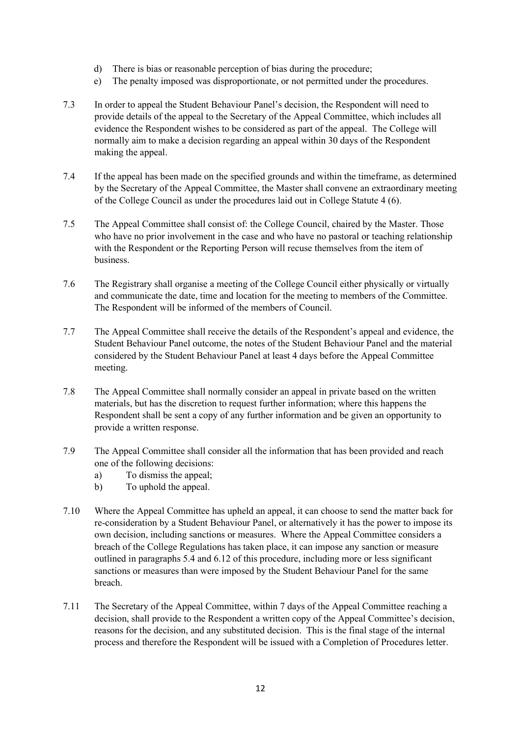d) There is bias or reasonable perception of bias during the procedure;
e) The penalty imposed was disproportionate, or not permitted under the procedures.

7.3 In order to appeal the Student Behaviour Panel's decision, the Respondent will need to provide details of the appeal to the Secretary of the Appeal Committee, which includes all evidence the Respondent wishes to be considered as part of the appeal. The College will normally aim to make a decision regarding an appeal within 30 days of the Respondent making the appeal.

7.4 If the appeal has been made on the specified grounds and within the timeframe, as determined by the Secretary of the Appeal Committee, the Master shall convene an extraordinary meeting of the College Council as under the procedures laid out in College Statute 4 (6).

7.5 The Appeal Committee shall consist of: the College Council, chaired by the Master. Those who have no prior involvement in the case and who have no pastoral or teaching relationship with the Respondent or the Reporting Person will recuse themselves from the item of business.

7.6 The Registrary shall organise a meeting of the College Council either physically or virtually and communicate the date, time and location for the meeting to members of the Committee. The Respondent will be informed of the members of Council.

7.7 The Appeal Committee shall receive the details of the Respondent's appeal and evidence, the Student Behaviour Panel outcome, the notes of the Student Behaviour Panel and the material considered by the Student Behaviour Panel at least 4 days before the Appeal Committee meeting.

7.8 The Appeal Committee shall normally consider an appeal in private based on the written materials, but has the discretion to request further information; where this happens the Respondent shall be sent a copy of any further information and be given an opportunity to provide a written response.

7.9 The Appeal Committee shall consider all the information that has been provided and reach one of the following decisions:

a) To dismiss the appeal;
b) To uphold the appeal.

7.10 Where the Appeal Committee has upheld an appeal, it can choose to send the matter back for re-consideration by a Student Behaviour Panel, or alternatively it has the power to impose its own decision, including sanctions or measures. Where the Appeal Committee considers a breach of the College Regulations has taken place, it can impose any sanction or measure outlined in paragraphs 5.4 and 6.12 of this procedure, including more or less significant sanctions or measures than were imposed by the Student Behaviour Panel for the same breach.

7.11 The Secretary of the Appeal Committee, within 7 days of the Appeal Committee reaching a decision, shall provide to the Respondent a written copy of the Appeal Committee's decision, reasons for the decision, and any substituted decision. This is the final stage of the internal process and therefore the Respondent will be issued with a Completion of Procedures letter.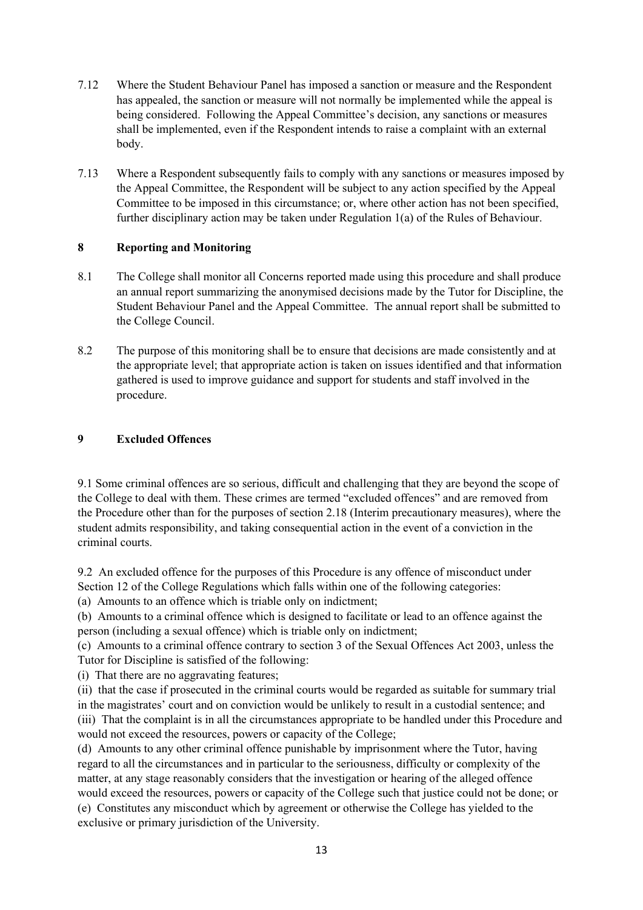7.12 Where the Student Behaviour Panel has imposed a sanction or measure and the Respondent has appealed, the sanction or measure will not normally be implemented while the appeal is being considered. Following the Appeal Committee's decision, any sanctions or measures shall be implemented, even if the Respondent intends to raise a complaint with an external body.

7.13 Where a Respondent subsequently fails to comply with any sanctions or measures imposed by the Appeal Committee, the Respondent will be subject to any action specified by the Appeal Committee to be imposed in this circumstance; or, where other action has not been specified, further disciplinary action may be taken under Regulation 1(a) of the Rules of Behaviour.

## 8 Reporting and Monitoring

8.1 The College shall monitor all Concerns reported made using this procedure and shall produce an annual report summarizing the anonymised decisions made by the Tutor for Discipline, the Student Behaviour Panel and the Appeal Committee. The annual report shall be submitted to the College Council.

8.2 The purpose of this monitoring shall be to ensure that decisions are made consistently and at the appropriate level; that appropriate action is taken on issues identified and that information gathered is used to improve guidance and support for students and staff involved in the procedure.

## 9 Excluded Offences

9.1 Some criminal offences are so serious, difficult and challenging that they are beyond the scope of the College to deal with them. These crimes are termed "excluded offences" and are removed from the Procedure other than for the purposes of section 2.18 (Interim precautionary measures), where the student admits responsibility, and taking consequential action in the event of a conviction in the criminal courts.

9.2 An excluded offence for the purposes of this Procedure is any offence of misconduct under Section 12 of the College Regulations which falls within one of the following categories:

(a) Amounts to an offence which is triable only on indictment;

(b) Amounts to a criminal offence which is designed to facilitate or lead to an offence against the person (including a sexual offence) which is triable only on indictment;

(c) Amounts to a criminal offence contrary to section 3 of the Sexual Offences Act 2003, unless the Tutor for Discipline is satisfied of the following:

(i) That there are no aggravating features;

(ii) that the case if prosecuted in the criminal courts would be regarded as suitable for summary trial in the magistrates' court and on conviction would be unlikely to result in a custodial sentence; and

(iii) That the complaint is in all the circumstances appropriate to be handled under this Procedure and would not exceed the resources, powers or capacity of the College;

(d) Amounts to any other criminal offence punishable by imprisonment where the Tutor, having regard to all the circumstances and in particular to the seriousness, difficulty or complexity of the matter, at any stage reasonably considers that the investigation or hearing of the alleged offence would exceed the resources, powers or capacity of the College such that justice could not be done; or

(e) Constitutes any misconduct which by agreement or otherwise the College has yielded to the exclusive or primary jurisdiction of the University.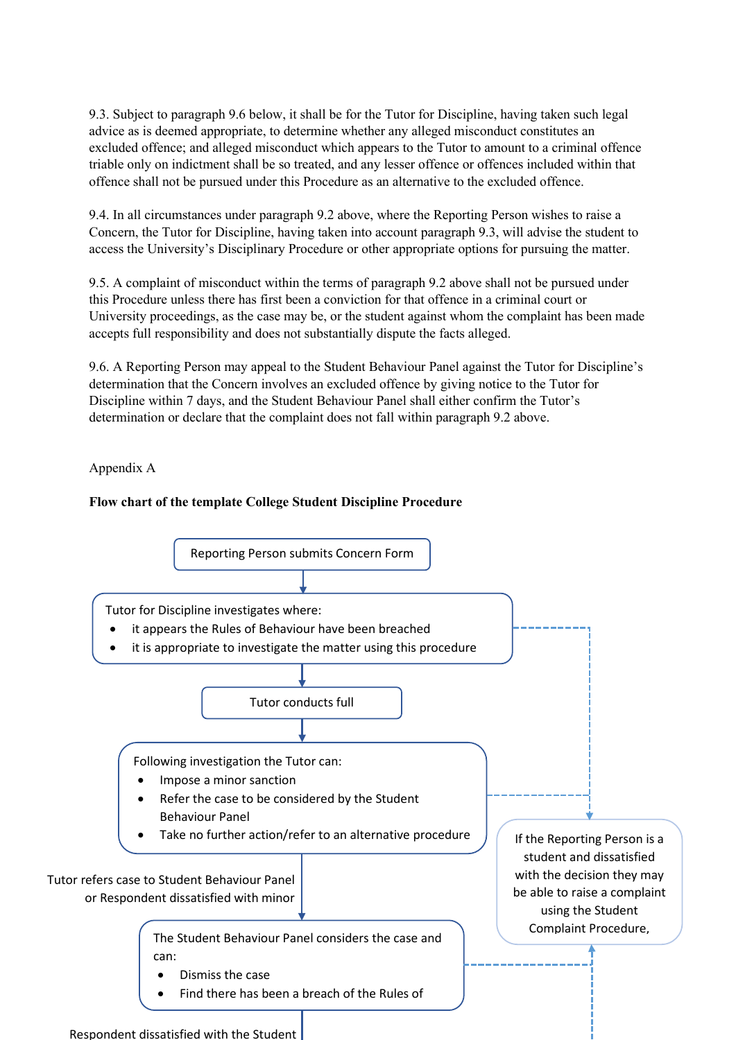9.3. Subject to paragraph 9.6 below, it shall be for the Tutor for Discipline, having taken such legal advice as is deemed appropriate, to determine whether any alleged misconduct constitutes an excluded offence; and alleged misconduct which appears to the Tutor to amount to a criminal offence triable only on indictment shall be so treated, and any lesser offence or offences included within that offence shall not be pursued under this Procedure as an alternative to the excluded offence.

9.4. In all circumstances under paragraph 9.2 above, where the Reporting Person wishes to raise a Concern, the Tutor for Discipline, having taken into account paragraph 9.3, will advise the student to access the University's Disciplinary Procedure or other appropriate options for pursuing the matter.

9.5. A complaint of misconduct within the terms of paragraph 9.2 above shall not be pursued under this Procedure unless there has first been a conviction for that offence in a criminal court or University proceedings, as the case may be, or the student against whom the complaint has been made accepts full responsibility and does not substantially dispute the facts alleged.

9.6. A Reporting Person may appeal to the Student Behaviour Panel against the Tutor for Discipline's determination that the Concern involves an excluded offence by giving notice to the Tutor for Discipline within 7 days, and the Student Behaviour Panel shall either confirm the Tutor's determination or declare that the complaint does not fall within paragraph 9.2 above.

Appendix A

**Flow chart of the template College Student Discipline Procedure**

Reporting Person submits Concern Form

Tutor for Discipline investigates where:

- it appears the Rules of Behaviour have been breached
- it is appropriate to investigate the matter using this procedure

Tutor conducts full

Following investigation the Tutor can:

- Impose a minor sanction
- Refer the case to be considered by the Student Behaviour Panel
- Take no further action/refer to an alternative procedure

If the Reporting Person is a student and dissatisfied with the decision they may be able to raise a complaint using the Student Complaint Procedure,

Tutor refers case to Student Behaviour Panel or Respondent dissatisfied with minor

The Student Behaviour Panel considers the case and can:

- Dismiss the case
- Find there has been a breach of the Rules of

Respondent dissatisfied with the Student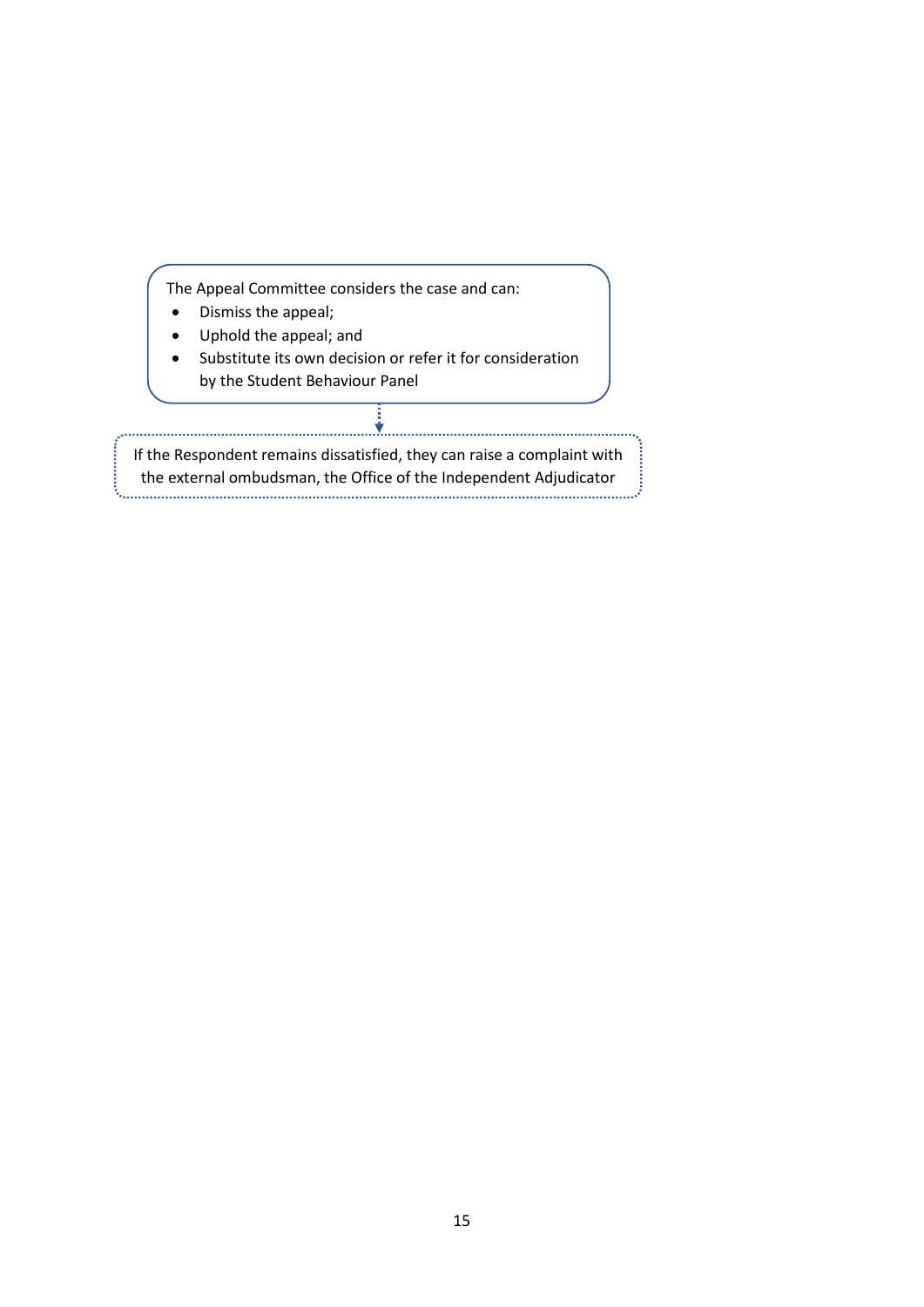The Appeal Committee considers the case and can:

- Dismiss the appeal;
- Uphold the appeal; and
- Substitute its own decision or refer it for consideration by the Student Behaviour Panel

If the Respondent remains dissatisfied, they can raise a complaint with the external ombudsman, the Office of the Independent Adjudicator